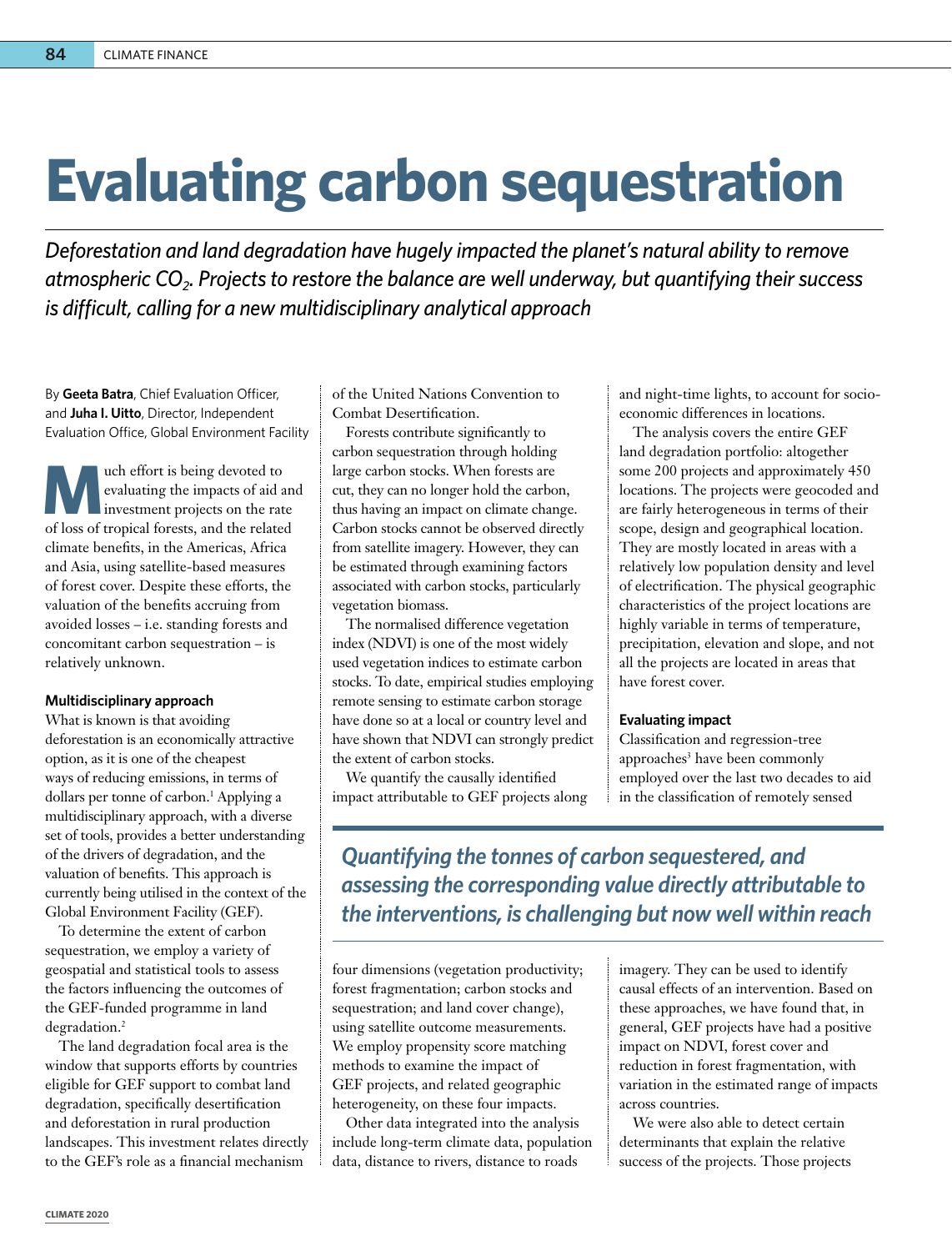# Evaluating carbon sequestration

*Deforestation and land degradation have hugely impacted the planet's natural ability to remove atmospheric $CO_2$. Projects to restore the balance are well underway, but quantifying their success is difficult, calling for a new multidisciplinary analytical approach*

By **Geeta Batra**, Chief Evaluation Officer, and **Juha I. Uitto**, Director, Independent Evaluation Office, Global Environment Facility

Much effort is being devoted to evaluating the impacts of aid and investment projects on the rate of loss of tropical forests, and the related climate benefits, in the Americas, Africa and Asia, using satellite-based measures of forest cover. Despite these efforts, the valuation of the benefits accruing from avoided losses – i.e. standing forests and concomitant carbon sequestration – is relatively unknown.

### Multidisciplinary approach

What is known is that avoiding deforestation is an economically attractive option, as it is one of the cheapest ways of reducing emissions, in terms of dollars per tonne of carbon.[1] Applying a multidisciplinary approach, with a diverse set of tools, provides a better understanding of the drivers of degradation, and the valuation of benefits. This approach is currently being utilised in the context of the Global Environment Facility (GEF).

To determine the extent of carbon sequestration, we employ a variety of geospatial and statistical tools to assess the factors influencing the outcomes of the GEF-funded programme in land degradation.[2]

The land degradation focal area is the window that supports efforts by countries eligible for GEF support to combat land degradation, specifically desertification and deforestation in rural production landscapes. This investment relates directly to the GEF's role as a financial mechanism of the United Nations Convention to Combat Desertification.

Forests contribute significantly to carbon sequestration through holding large carbon stocks. When forests are cut, they can no longer hold the carbon, thus having an impact on climate change. Carbon stocks cannot be observed directly from satellite imagery. However, they can be estimated through examining factors associated with carbon stocks, particularly vegetation biomass.

The normalised difference vegetation index (NDVI) is one of the most widely used vegetation indices to estimate carbon stocks. To date, empirical studies employing remote sensing to estimate carbon storage have done so at a local or country level and have shown that NDVI can strongly predict the extent of carbon stocks.

We quantify the causally identified impact attributable to GEF projects along four dimensions (vegetation productivity; forest fragmentation; carbon stocks and sequestration; and land cover change), using satellite outcome measurements. We employ propensity score matching methods to examine the impact of GEF projects, and related geographic heterogeneity, on these four impacts.

Other data integrated into the analysis include long-term climate data, population data, distance to rivers, distance to roads and night-time lights, to account for socio-economic differences in locations.

The analysis covers the entire GEF land degradation portfolio: altogether some 200 projects and approximately 450 locations. The projects were geocoded and are fairly heterogeneous in terms of their scope, design and geographical location. They are mostly located in areas with a relatively low population density and level of electrification. The physical geographic characteristics of the project locations are highly variable in terms of temperature, precipitation, elevation and slope, and not all the projects are located in areas that have forest cover.

> *Quantifying the tonnes of carbon sequestered, and assessing the corresponding value directly attributable to the interventions, is challenging but now well within reach*

### Evaluating impact

Classification and regression-tree approaches[3] have been commonly employed over the last two decades to aid in the classification of remotely sensed imagery. They can be used to identify causal effects of an intervention. Based on these approaches, we have found that, in general, GEF projects have had a positive impact on NDVI, forest cover and reduction in forest fragmentation, with variation in the estimated range of impacts across countries.

We were also able to detect certain determinants that explain the relative success of the projects. Those projects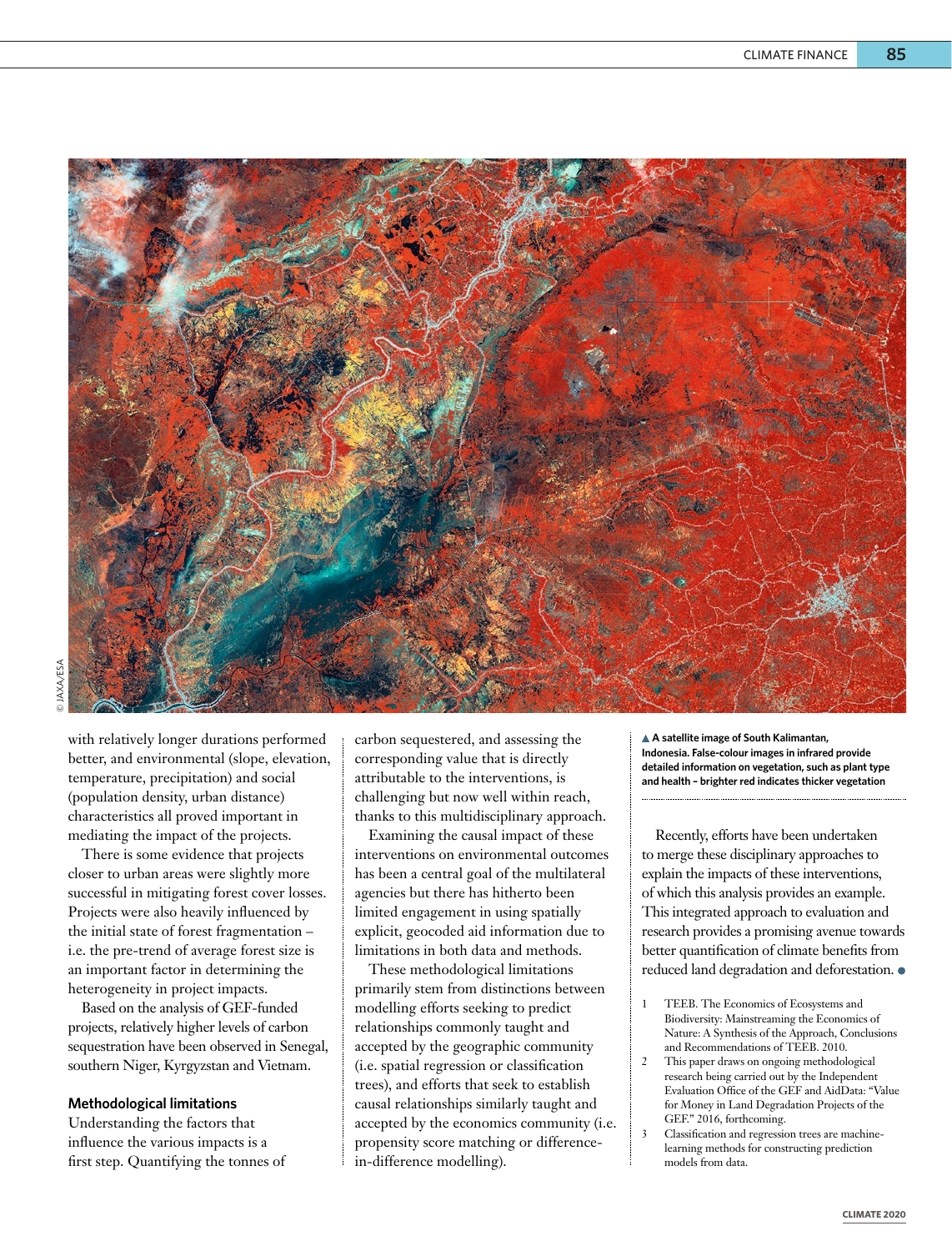with relatively longer durations performed better, and environmental (slope, elevation, temperature, precipitation) and social (population density, urban distance) characteristics all proved important in mediating the impact of the projects.

There is some evidence that projects closer to urban areas were slightly more successful in mitigating forest cover losses. Projects were also heavily influenced by the initial state of forest fragmentation – i.e. the pre-trend of average forest size is an important factor in determining the heterogeneity in project impacts.

Based on the analysis of GEF-funded projects, relatively higher levels of carbon sequestration have been observed in Senegal, southern Niger, Kyrgyzstan and Vietnam.

### Methodological limitations

Understanding the factors that influence the various impacts is a first step. Quantifying the tonnes of carbon sequestered, and assessing the corresponding value that is directly attributable to the interventions, is challenging but now well within reach, thanks to this multidisciplinary approach.

Examining the causal impact of these interventions on environmental outcomes has been a central goal of the multilateral agencies but there has hitherto been limited engagement in using spatially explicit, geocoded aid information due to limitations in both data and methods.

These methodological limitations primarily stem from distinctions between modelling efforts seeking to predict relationships commonly taught and accepted by the geographic community (i.e. spatial regression or classification trees), and efforts that seek to establish causal relationships similarly taught and accepted by the economics community (i.e. propensity score matching or difference-in-difference modelling).

**▲ A satellite image of South Kalimantan, Indonesia. False-colour images in infrared provide detailed information on vegetation, such as plant type and health – brighter red indicates thicker vegetation**

© JAXA/ESA

Recently, efforts have been undertaken to merge these disciplinary approaches to explain the impacts of these interventions, of which this analysis provides an example. This integrated approach to evaluation and research provides a promising avenue towards better quantification of climate benefits from reduced land degradation and deforestation. ●

1. TEEB. The Economics of Ecosystems and Biodiversity: Mainstreaming the Economics of Nature: A Synthesis of the Approach, Conclusions and Recommendations of TEEB. 2010.
2. This paper draws on ongoing methodological research being carried out by the Independent Evaluation Office of the GEF and AidData: "Value for Money in Land Degradation Projects of the GEF." 2016, forthcoming.
3. Classification and regression trees are machine-learning methods for constructing prediction models from data.